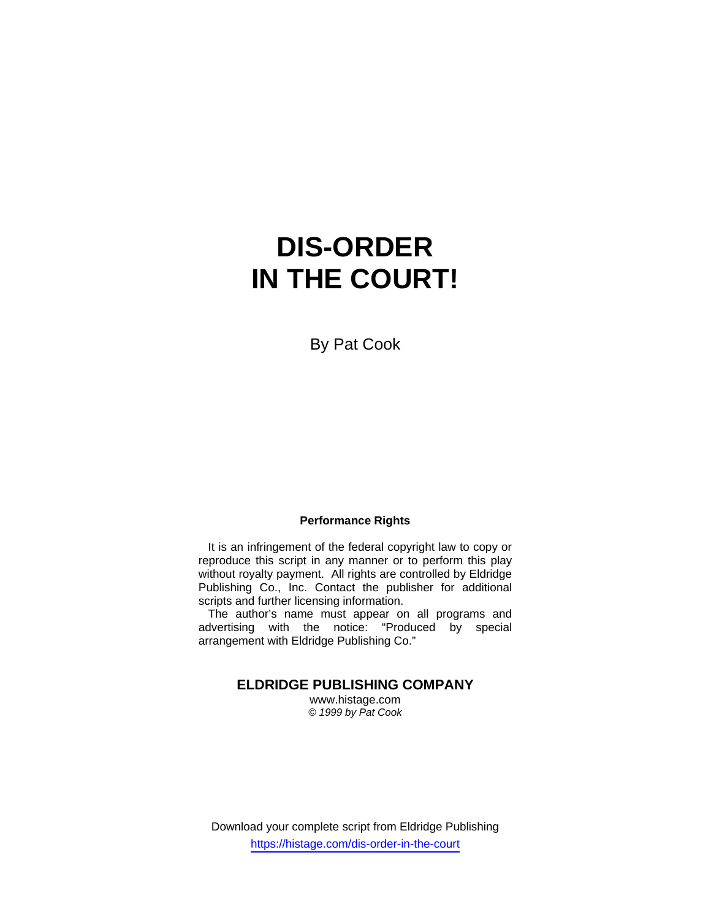# DIS-ORDER IN THE COURT!

By Pat Cook

**Performance Rights**

It is an infringement of the federal copyright law to copy or reproduce this script in any manner or to perform this play without royalty payment. All rights are controlled by Eldridge Publishing Co., Inc. Contact the publisher for additional scripts and further licensing information.

The author's name must appear on all programs and advertising with the notice: "Produced by special arrangement with Eldridge Publishing Co."

**ELDRIDGE PUBLISHING COMPANY**

www.histage.com

*© 1999 by Pat Cook*

Download your complete script from Eldridge Publishing

https://histage.com/dis-order-in-the-court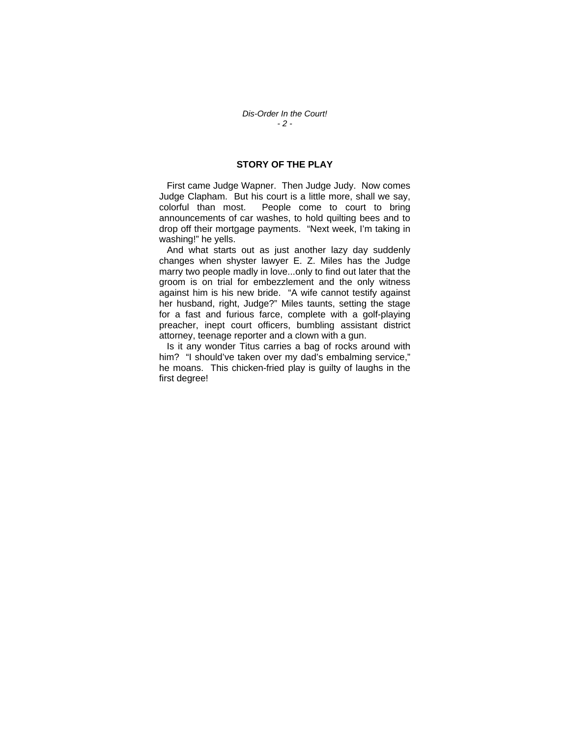## STORY OF THE PLAY

First came Judge Wapner. Then Judge Judy. Now comes Judge Clapham. But his court is a little more, shall we say, colorful than most. People come to court to bring announcements of car washes, to hold quilting bees and to drop off their mortgage payments. "Next week, I'm taking in washing!" he yells.

And what starts out as just another lazy day suddenly changes when shyster lawyer E. Z. Miles has the Judge marry two people madly in love...only to find out later that the groom is on trial for embezzlement and the only witness against him is his new bride. "A wife cannot testify against her husband, right, Judge?" Miles taunts, setting the stage for a fast and furious farce, complete with a golf-playing preacher, inept court officers, bumbling assistant district attorney, teenage reporter and a clown with a gun.

Is it any wonder Titus carries a bag of rocks around with him? "I should've taken over my dad's embalming service," he moans. This chicken-fried play is guilty of laughs in the first degree!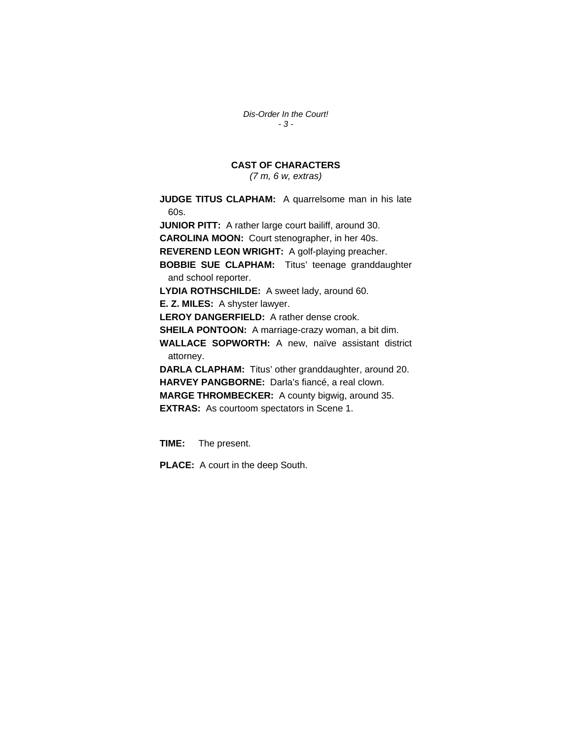## CAST OF CHARACTERS

*(7 m, 6 w, extras)*

**JUDGE TITUS CLAPHAM:** A quarrelsome man in his late 60s.

**JUNIOR PITT:** A rather large court bailiff, around 30.

**CAROLINA MOON:** Court stenographer, in her 40s.

**REVEREND LEON WRIGHT:** A golf-playing preacher.

**BOBBIE SUE CLAPHAM:** Titus' teenage granddaughter and school reporter.

**LYDIA ROTHSCHILDE:** A sweet lady, around 60.

**E. Z. MILES:** A shyster lawyer.

**LEROY DANGERFIELD:** A rather dense crook.

**SHEILA PONTOON:** A marriage-crazy woman, a bit dim.

**WALLACE SOPWORTH:** A new, naïve assistant district attorney.

**DARLA CLAPHAM:** Titus' other granddaughter, around 20.

**HARVEY PANGBORNE:** Darla's fiancé, a real clown.

**MARGE THROMBECKER:** A county bigwig, around 35.

**EXTRAS:** As courtoom spectators in Scene 1.

**TIME:** The present.

**PLACE:** A court in the deep South.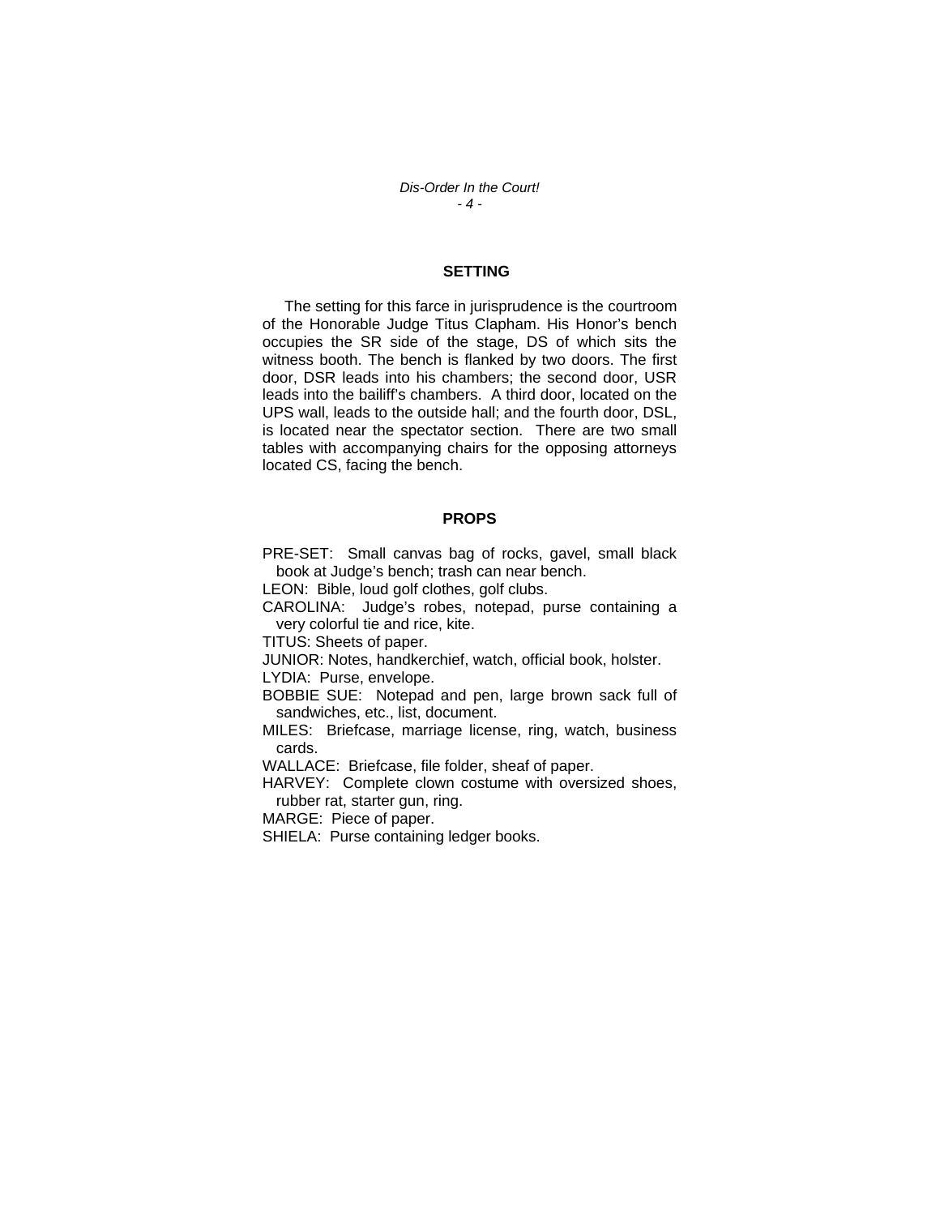## SETTING

The setting for this farce in jurisprudence is the courtroom of the Honorable Judge Titus Clapham. His Honor's bench occupies the SR side of the stage, DS of which sits the witness booth. The bench is flanked by two doors. The first door, DSR leads into his chambers; the second door, USR leads into the bailiff's chambers. A third door, located on the UPS wall, leads to the outside hall; and the fourth door, DSL, is located near the spectator section. There are two small tables with accompanying chairs for the opposing attorneys located CS, facing the bench.

## PROPS

PRE-SET: Small canvas bag of rocks, gavel, small black book at Judge's bench; trash can near bench.

LEON: Bible, loud golf clothes, golf clubs.

CAROLINA: Judge's robes, notepad, purse containing a very colorful tie and rice, kite.

TITUS: Sheets of paper.

JUNIOR: Notes, handkerchief, watch, official book, holster.

LYDIA: Purse, envelope.

BOBBIE SUE: Notepad and pen, large brown sack full of sandwiches, etc., list, document.

MILES: Briefcase, marriage license, ring, watch, business cards.

WALLACE: Briefcase, file folder, sheaf of paper.

HARVEY: Complete clown costume with oversized shoes, rubber rat, starter gun, ring.

MARGE: Piece of paper.

SHIELA: Purse containing ledger books.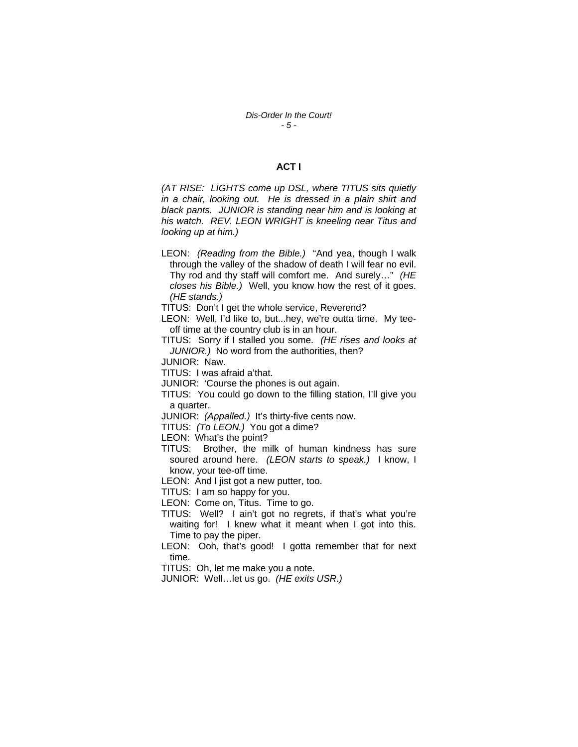## ACT I

*(AT RISE: LIGHTS come up DSL, where TITUS sits quietly in a chair, looking out. He is dressed in a plain shirt and black pants. JUNIOR is standing near him and is looking at his watch. REV. LEON WRIGHT is kneeling near Titus and looking up at him.)*

LEON: *(Reading from the Bible.)* "And yea, though I walk through the valley of the shadow of death I will fear no evil. Thy rod and thy staff will comfort me. And surely…" *(HE closes his Bible.)* Well, you know how the rest of it goes. *(HE stands.)*

TITUS: Don't I get the whole service, Reverend?

LEON: Well, I'd like to, but...hey, we're outta time. My tee-off time at the country club is in an hour.

TITUS: Sorry if I stalled you some. *(HE rises and looks at JUNIOR.)* No word from the authorities, then?

JUNIOR: Naw.

TITUS: I was afraid a'that.

JUNIOR: 'Course the phones is out again.

TITUS: You could go down to the filling station, I'll give you a quarter.

JUNIOR: *(Appalled.)* It's thirty-five cents now.

TITUS: *(To LEON.)* You got a dime?

LEON: What's the point?

TITUS: Brother, the milk of human kindness has sure soured around here. *(LEON starts to speak.)* I know, I know, your tee-off time.

LEON: And I jist got a new putter, too.

TITUS: I am so happy for you.

LEON: Come on, Titus. Time to go.

TITUS: Well? I ain't got no regrets, if that's what you're waiting for! I knew what it meant when I got into this. Time to pay the piper.

LEON: Ooh, that's good! I gotta remember that for next time.

TITUS: Oh, let me make you a note.

JUNIOR: Well…let us go. *(HE exits USR.)*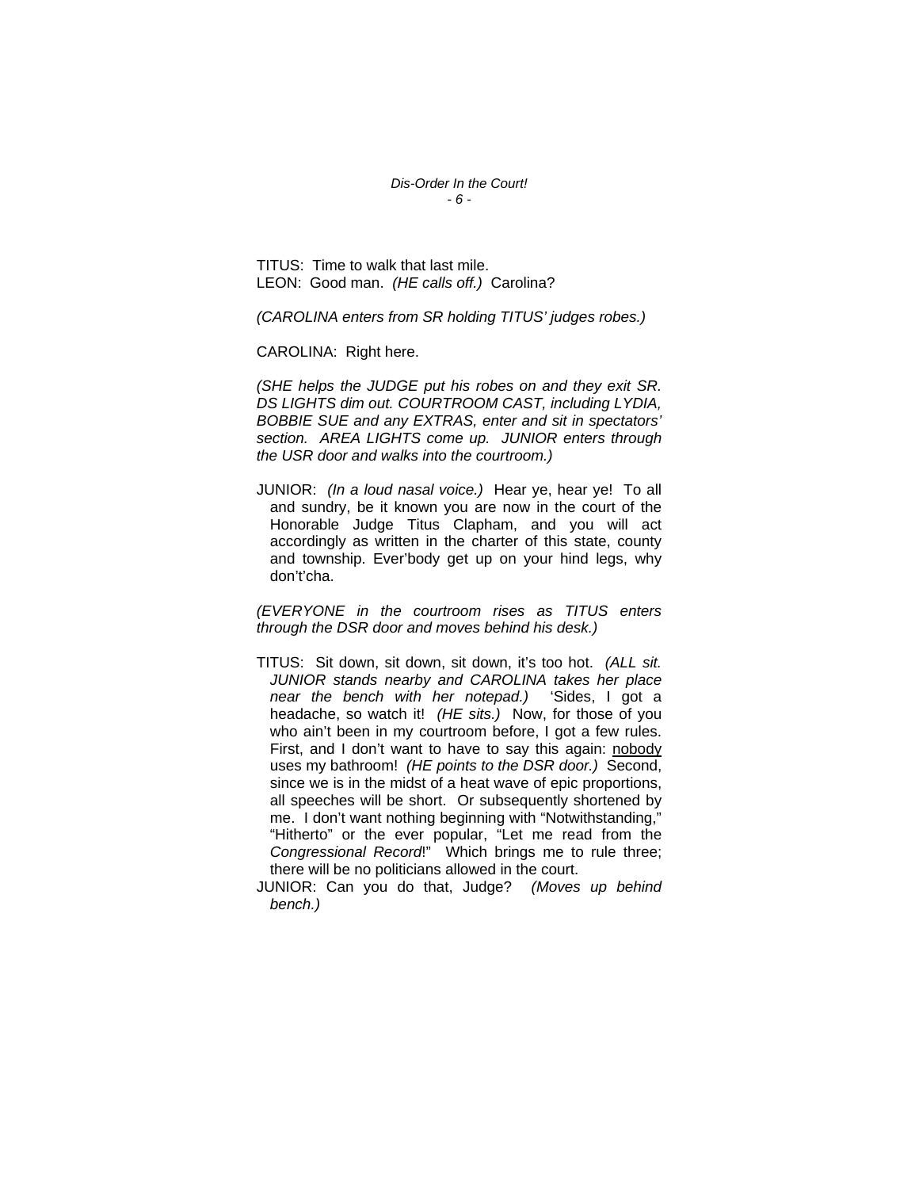TITUS: Time to walk that last mile.
LEON: Good man. *(HE calls off.)* Carolina?

*(CAROLINA enters from SR holding TITUS' judges robes.)*

CAROLINA: Right here.

*(SHE helps the JUDGE put his robes on and they exit SR. DS LIGHTS dim out. COURTROOM CAST, including LYDIA, BOBBIE SUE and any EXTRAS, enter and sit in spectators' section. AREA LIGHTS come up. JUNIOR enters through the USR door and walks into the courtroom.)*

JUNIOR: *(In a loud nasal voice.)* Hear ye, hear ye! To all and sundry, be it known you are now in the court of the Honorable Judge Titus Clapham, and you will act accordingly as written in the charter of this state, county and township. Ever'body get up on your hind legs, why don't'cha.

*(EVERYONE in the courtroom rises as TITUS enters through the DSR door and moves behind his desk.)*

TITUS: Sit down, sit down, sit down, it's too hot. *(ALL sit. JUNIOR stands nearby and CAROLINA takes her place near the bench with her notepad.)* 'Sides, I got a headache, so watch it! *(HE sits.)* Now, for those of you who ain't been in my courtroom before, I got a few rules. First, and I don't want to have to say this again: <u>nobody</u> uses my bathroom! *(HE points to the DSR door.)* Second, since we is in the midst of a heat wave of epic proportions, all speeches will be short. Or subsequently shortened by me. I don't want nothing beginning with "Notwithstanding," "Hitherto" or the ever popular, "Let me read from the *Congressional Record*!" Which brings me to rule three; there will be no politicians allowed in the court.
JUNIOR: Can you do that, Judge? *(Moves up behind bench.)*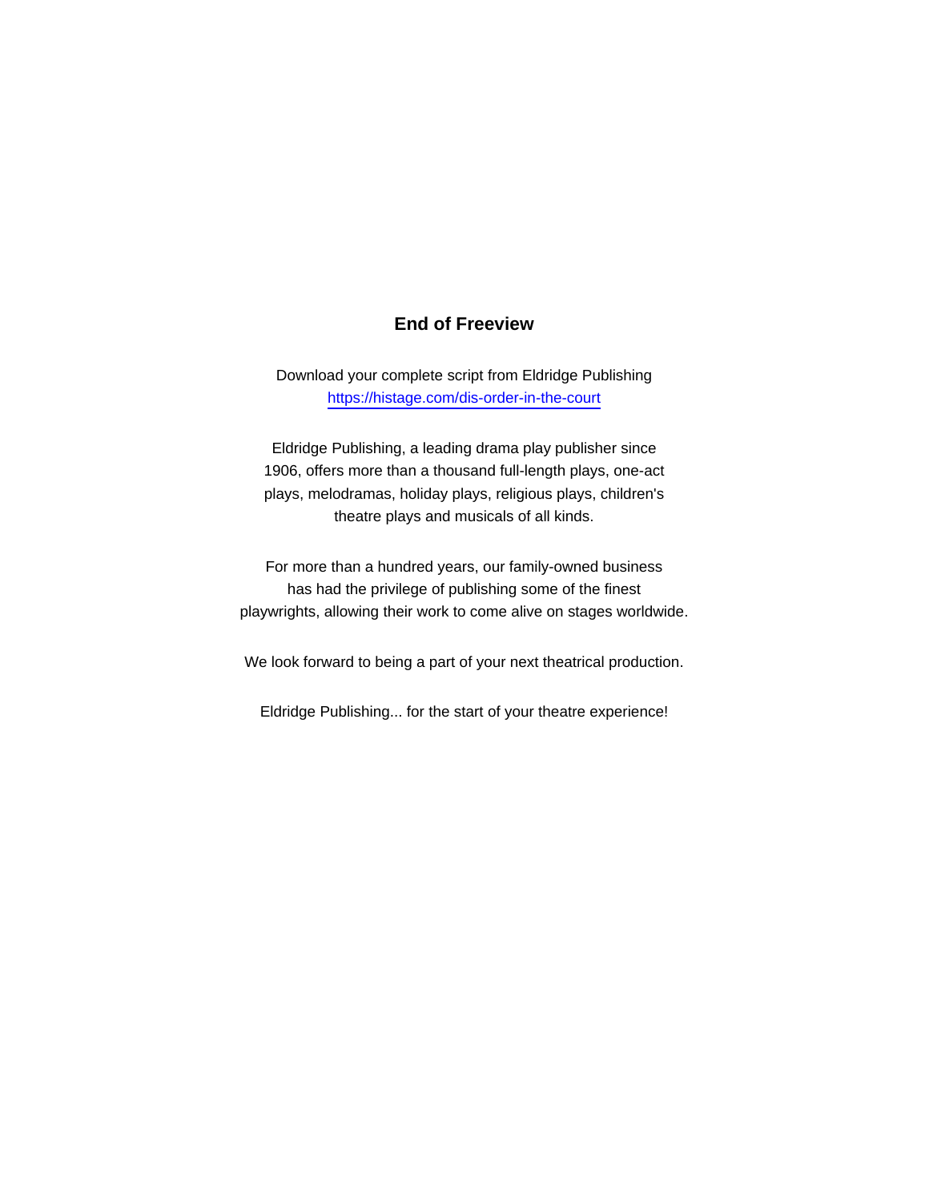## End of Freeview

Download your complete script from Eldridge Publishing
https://histage.com/dis-order-in-the-court

Eldridge Publishing, a leading drama play publisher since 1906, offers more than a thousand full-length plays, one-act plays, melodramas, holiday plays, religious plays, children's theatre plays and musicals of all kinds.

For more than a hundred years, our family-owned business has had the privilege of publishing some of the finest playwrights, allowing their work to come alive on stages worldwide.

We look forward to being a part of your next theatrical production.

Eldridge Publishing... for the start of your theatre experience!